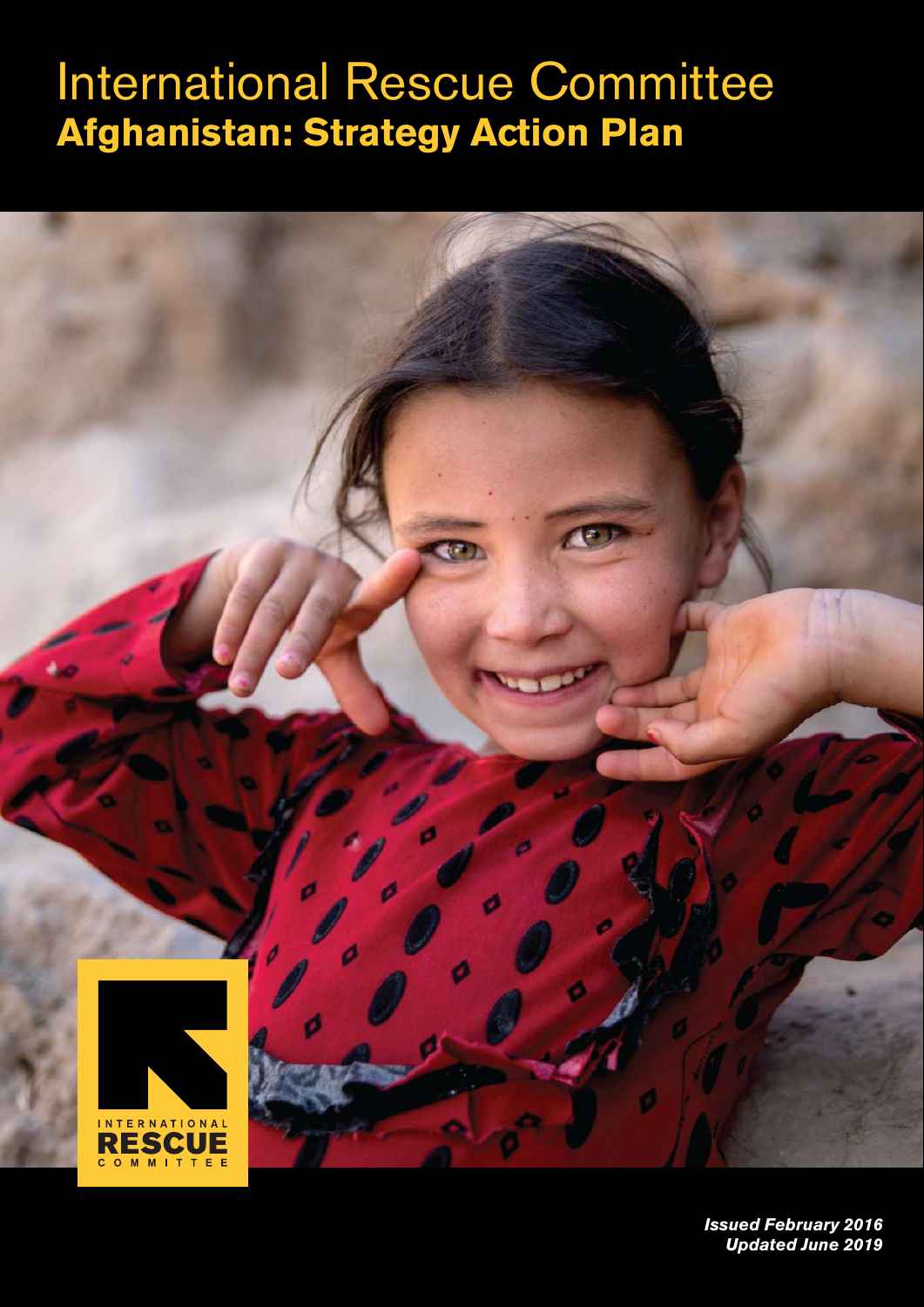# International Rescue Committee
## Afghanistan: Strategy Action Plan

INTERNATIONAL RESCUE COMMITTEE

***Issued February 2016***
***Updated June 2019***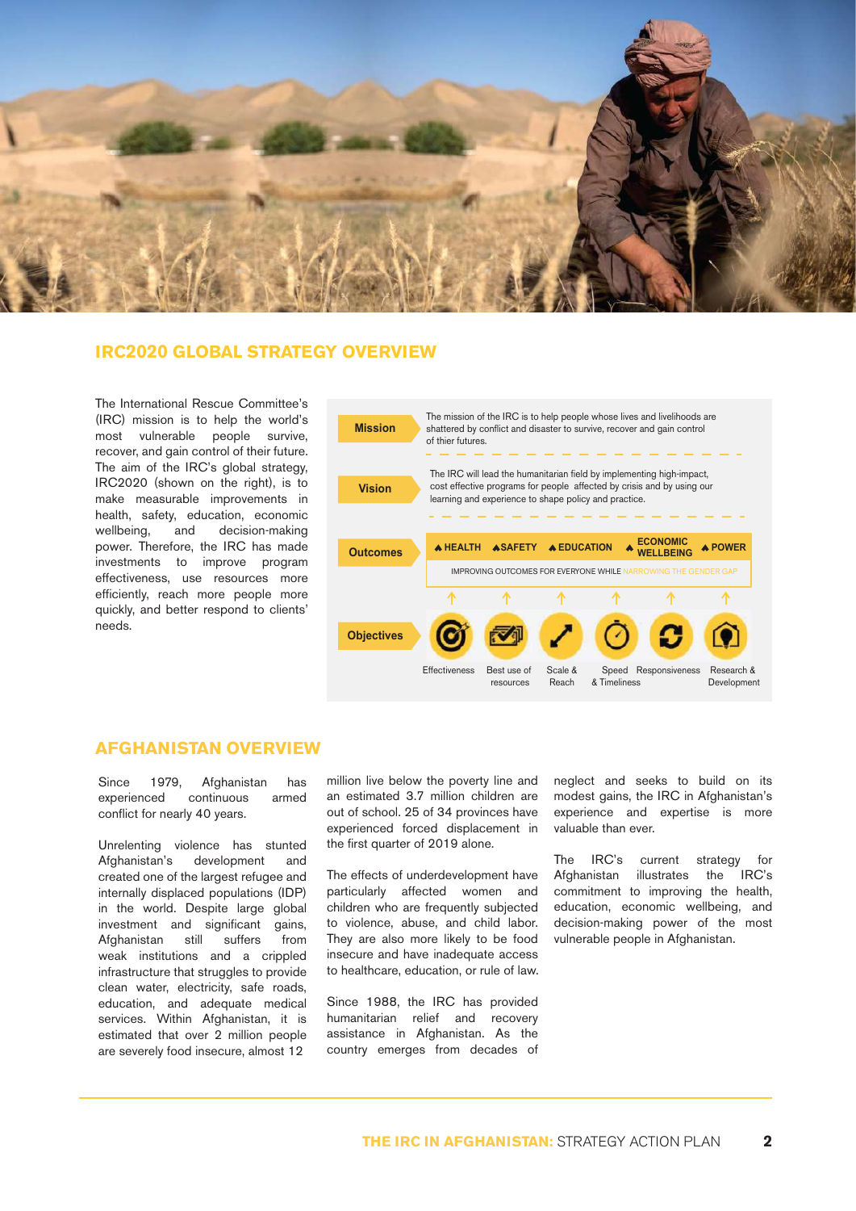## IRC2020 GLOBAL STRATEGY OVERVIEW

The International Rescue Committee's (IRC) mission is to help the world's most vulnerable people survive, recover, and gain control of their future. The aim of the IRC's global strategy, IRC2020 (shown on the right), is to make measurable improvements in health, safety, education, economic wellbeing, and decision-making power. Therefore, the IRC has made investments to improve program effectiveness, use resources more efficiently, reach more people more quickly, and better respond to clients' needs.

**Mission**: The mission of the IRC is to help people whose lives and livelihoods are shattered by conflict and disaster to survive, recover and gain control of thier futures.

**Vision**: The IRC will lead the humanitarian field by implementing high-impact, cost effective programs for people affected by crisis and by using our learning and experience to shape policy and practice.

**Outcomes**: HEALTH · SAFETY · EDUCATION · ECONOMIC WELLBEING · POWER

IMPROVING OUTCOMES FOR EVERYONE WHILE NARROWING THE GENDER GAP

**Objectives**: Effectiveness · Best use of resources · Scale & Reach · Speed & Timeliness · Responsiveness · Research & Development

## AFGHANISTAN OVERVIEW

Since 1979, Afghanistan has experienced continuous armed conflict for nearly 40 years.

Unrelenting violence has stunted Afghanistan's development and created one of the largest refugee and internally displaced populations (IDP) in the world. Despite large global investment and significant gains, Afghanistan still suffers from weak institutions and a crippled infrastructure that struggles to provide clean water, electricity, safe roads, education, and adequate medical services. Within Afghanistan, it is estimated that over 2 million people are severely food insecure, almost 12 million live below the poverty line and an estimated 3.7 million children are out of school. 25 of 34 provinces have experienced forced displacement in the first quarter of 2019 alone.

The effects of underdevelopment have particularly affected women and children who are frequently subjected to violence, abuse, and child labor. They are also more likely to be food insecure and have inadequate access to healthcare, education, or rule of law.

Since 1988, the IRC has provided humanitarian relief and recovery assistance in Afghanistan. As the country emerges from decades of neglect and seeks to build on its modest gains, the IRC in Afghanistan's experience and expertise is more valuable than ever.

The IRC's current strategy for Afghanistan illustrates the IRC's commitment to improving the health, education, economic wellbeing, and decision-making power of the most vulnerable people in Afghanistan.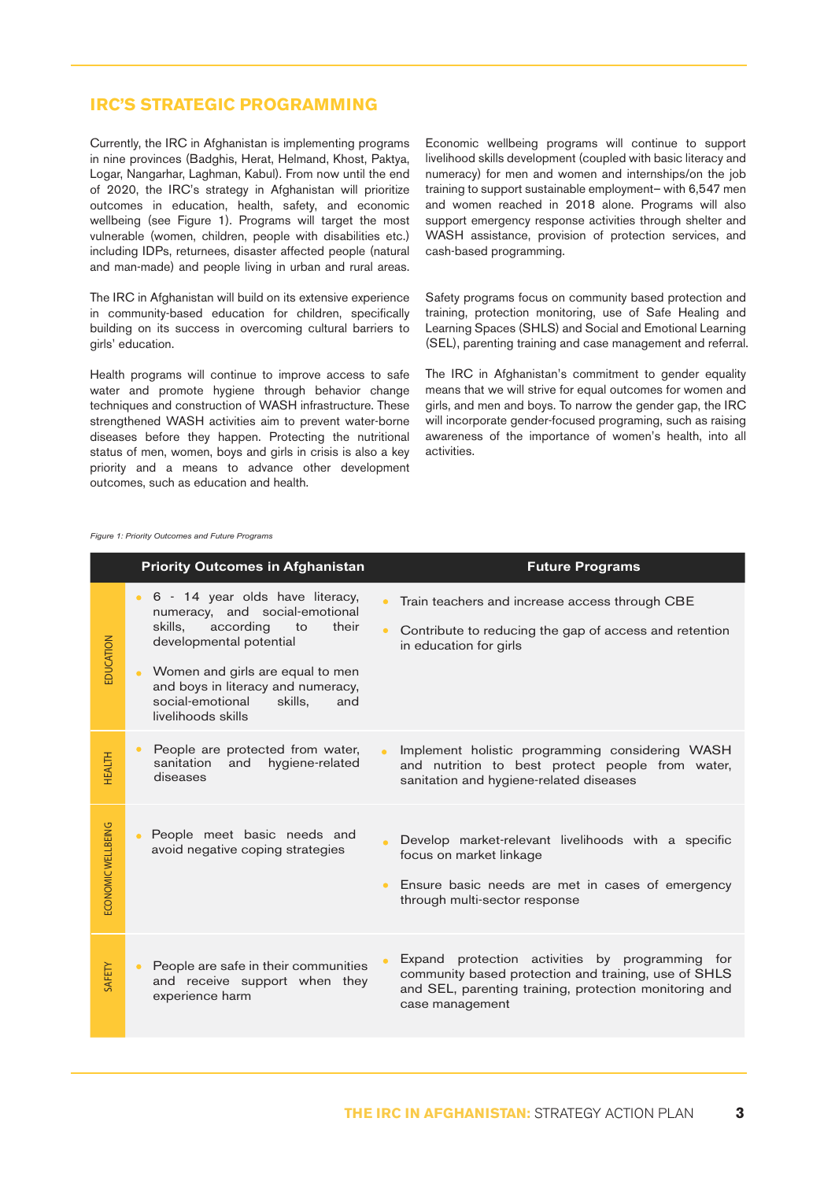## IRC'S STRATEGIC PROGRAMMING

Currently, the IRC in Afghanistan is implementing programs in nine provinces (Badghis, Herat, Helmand, Khost, Paktya, Logar, Nangarhar, Laghman, Kabul). From now until the end of 2020, the IRC's strategy in Afghanistan will prioritize outcomes in education, health, safety, and economic wellbeing (see Figure 1). Programs will target the most vulnerable (women, children, people with disabilities etc.) including IDPs, returnees, disaster affected people (natural and man-made) and people living in urban and rural areas.

The IRC in Afghanistan will build on its extensive experience in community-based education for children, specifically building on its success in overcoming cultural barriers to girls' education.

Health programs will continue to improve access to safe water and promote hygiene through behavior change techniques and construction of WASH infrastructure. These strengthened WASH activities aim to prevent water-borne diseases before they happen. Protecting the nutritional status of men, women, boys and girls in crisis is also a key priority and a means to advance other development outcomes, such as education and health.

Economic wellbeing programs will continue to support livelihood skills development (coupled with basic literacy and numeracy) for men and women and internships/on the job training to support sustainable employment– with 6,547 men and women reached in 2018 alone. Programs will also support emergency response activities through shelter and WASH assistance, provision of protection services, and cash-based programming.

Safety programs focus on community based protection and training, protection monitoring, use of Safe Healing and Learning Spaces (SHLS) and Social and Emotional Learning (SEL), parenting training and case management and referral.

The IRC in Afghanistan's commitment to gender equality means that we will strive for equal outcomes for women and girls, and men and boys. To narrow the gender gap, the IRC will incorporate gender-focused programing, such as raising awareness of the importance of women's health, into all activities.

*Figure 1: Priority Outcomes and Future Programs*

| | Priority Outcomes in Afghanistan | Future Programs |
|---|---|---|
| EDUCATION | • 6 - 14 year olds have literacy, numeracy, and social-emotional skills, according to their developmental potential<br>• Women and girls are equal to men and boys in literacy and numeracy, social-emotional skills, and livelihoods skills | • Train teachers and increase access through CBE<br>• Contribute to reducing the gap of access and retention in education for girls |
| HEALTH | • People are protected from water, sanitation and hygiene-related diseases | • Implement holistic programming considering WASH and nutrition to best protect people from water, sanitation and hygiene-related diseases |
| ECONOMIC WELLBEING | • People meet basic needs and avoid negative coping strategies | • Develop market-relevant livelihoods with a specific focus on market linkage<br>• Ensure basic needs are met in cases of emergency through multi-sector response |
| SAFETY | • People are safe in their communities and receive support when they experience harm | • Expand protection activities by programming for community based protection and training, use of SHLS and SEL, parenting training, protection monitoring and case management |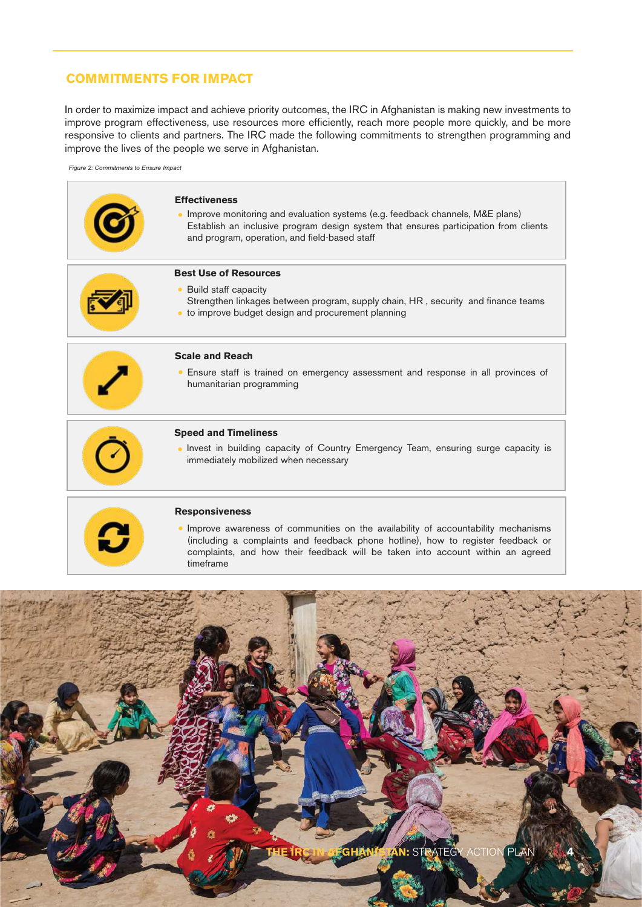## COMMITMENTS FOR IMPACT

In order to maximize impact and achieve priority outcomes, the IRC in Afghanistan is making new investments to improve program effectiveness, use resources more efficiently, reach more people more quickly, and be more responsive to clients and partners. The IRC made the following commitments to strengthen programming and improve the lives of the people we serve in Afghanistan.

*Figure 2: Commitments to Ensure Impact*

**Effectiveness**

- Improve monitoring and evaluation systems (e.g. feedback channels, M&E plans) Establish an inclusive program design system that ensures participation from clients and program, operation, and field-based staff

**Best Use of Resources**

- Build staff capacity Strengthen linkages between program, supply chain, HR, security and finance teams
- to improve budget design and procurement planning

**Scale and Reach**

- Ensure staff is trained on emergency assessment and response in all provinces of humanitarian programming

**Speed and Timeliness**

- Invest in building capacity of Country Emergency Team, ensuring surge capacity is immediately mobilized when necessary

**Responsiveness**

- Improve awareness of communities on the availability of accountability mechanisms (including a complaints and feedback phone hotline), how to register feedback or complaints, and how their feedback will be taken into account within an agreed timeframe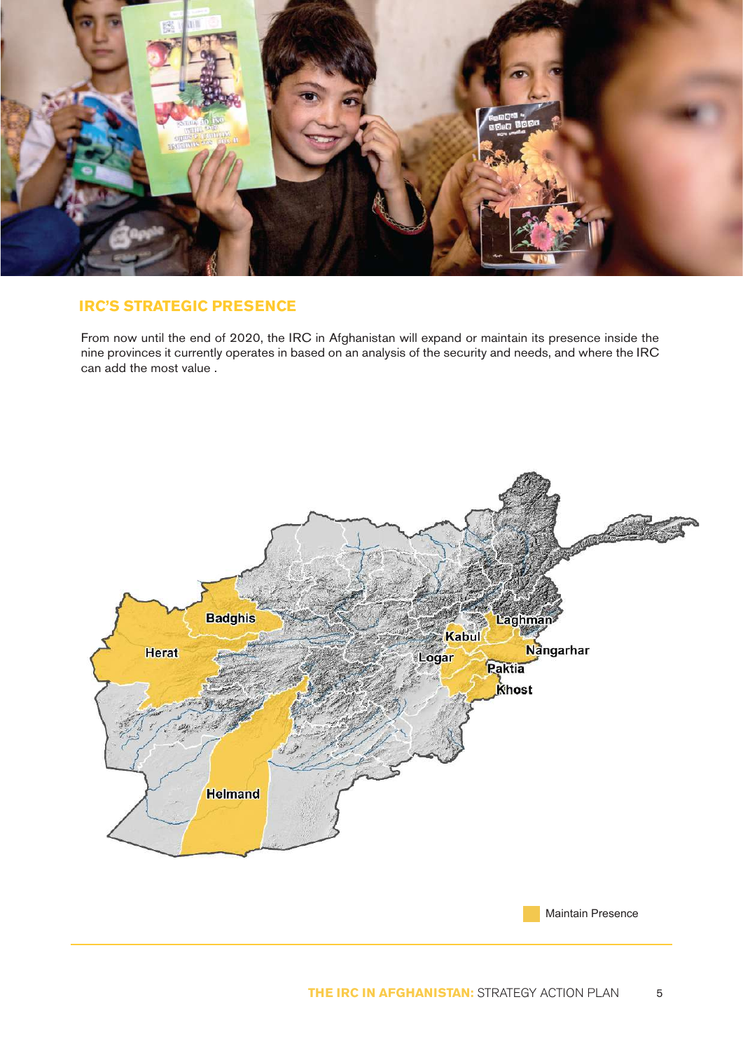## IRC'S STRATEGIC PRESENCE

From now until the end of 2020, the IRC in Afghanistan will expand or maintain its presence inside the nine provinces it currently operates in based on an analysis of the security and needs, and where the IRC can add the most value .

Badghis
Herat
Helmand
Kabul
Logar
Laghman
Nangarhar
Paktia
Khost

Maintain Presence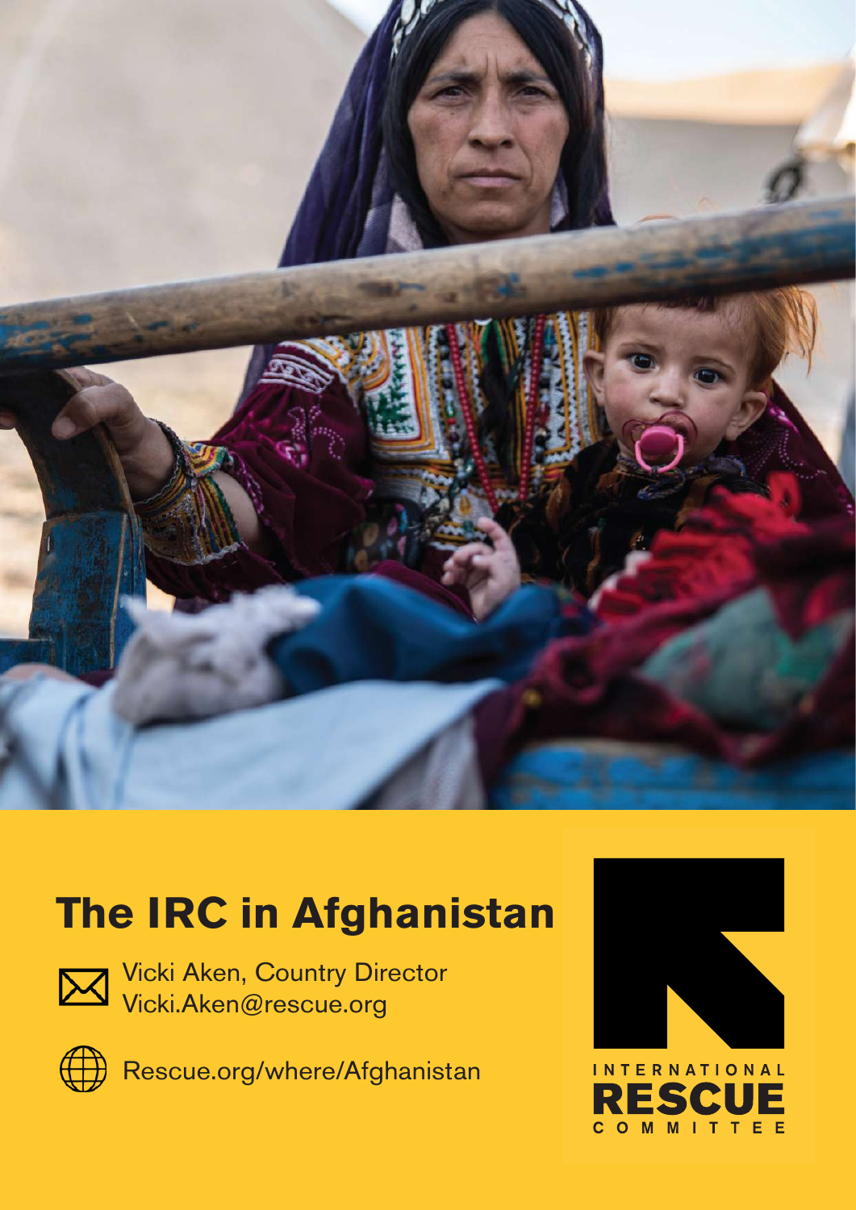# The IRC in Afghanistan

Vicki Aken, Country Director
Vicki.Aken@rescue.org

Rescue.org/where/Afghanistan

INTERNATIONAL
RESCUE
COMMITTEE